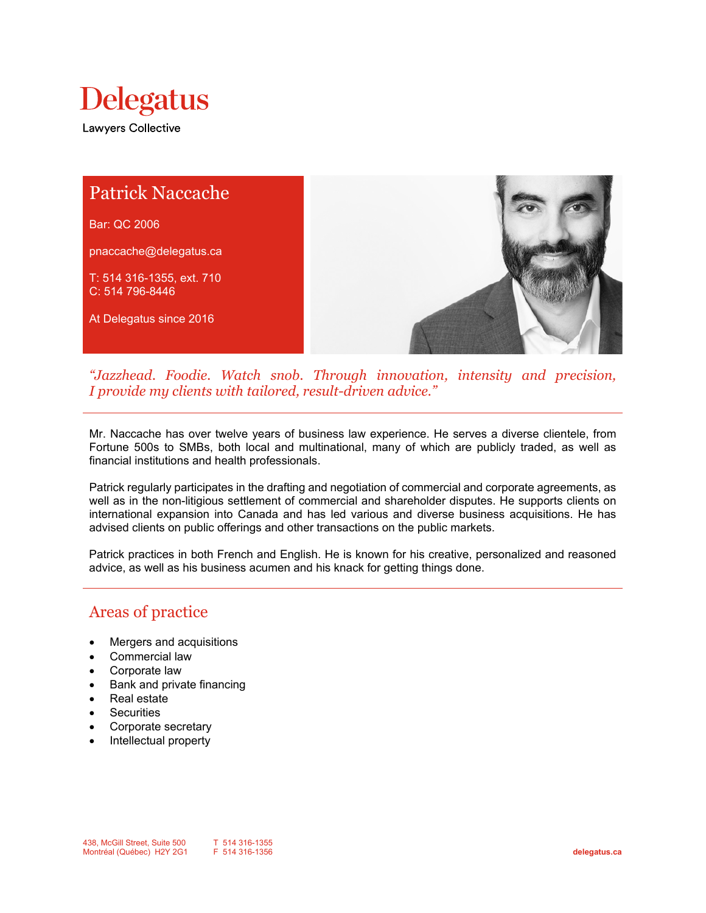# Delegatus

Lawyers Collective

## Patrick Naccache

Bar: QC 2006

pnaccache@delegatus.ca

T: 514 316-1355, ext. 710
C: 514 796-8446

At Delegatus since 2016

*“Jazzhead. Foodie. Watch snob. Through innovation, intensity and precision, I provide my clients with tailored, result-driven advice.”*

---

Mr. Naccache has over twelve years of business law experience. He serves a diverse clientele, from Fortune 500s to SMBs, both local and multinational, many of which are publicly traded, as well as financial institutions and health professionals.

Patrick regularly participates in the drafting and negotiation of commercial and corporate agreements, as well as in the non-litigious settlement of commercial and shareholder disputes. He supports clients on international expansion into Canada and has led various and diverse business acquisitions. He has advised clients on public offerings and other transactions on the public markets.

Patrick practices in both French and English. He is known for his creative, personalized and reasoned advice, as well as his business acumen and his knack for getting things done.

---

## Areas of practice

- Mergers and acquisitions
- Commercial law
- Corporate law
- Bank and private financing
- Real estate
- Securities
- Corporate secretary
- Intellectual property

438, McGill Street, Suite 500
Montréal (Québec) H2Y 2G1

T 514 316-1355
F 514 316-1356

delegatus.ca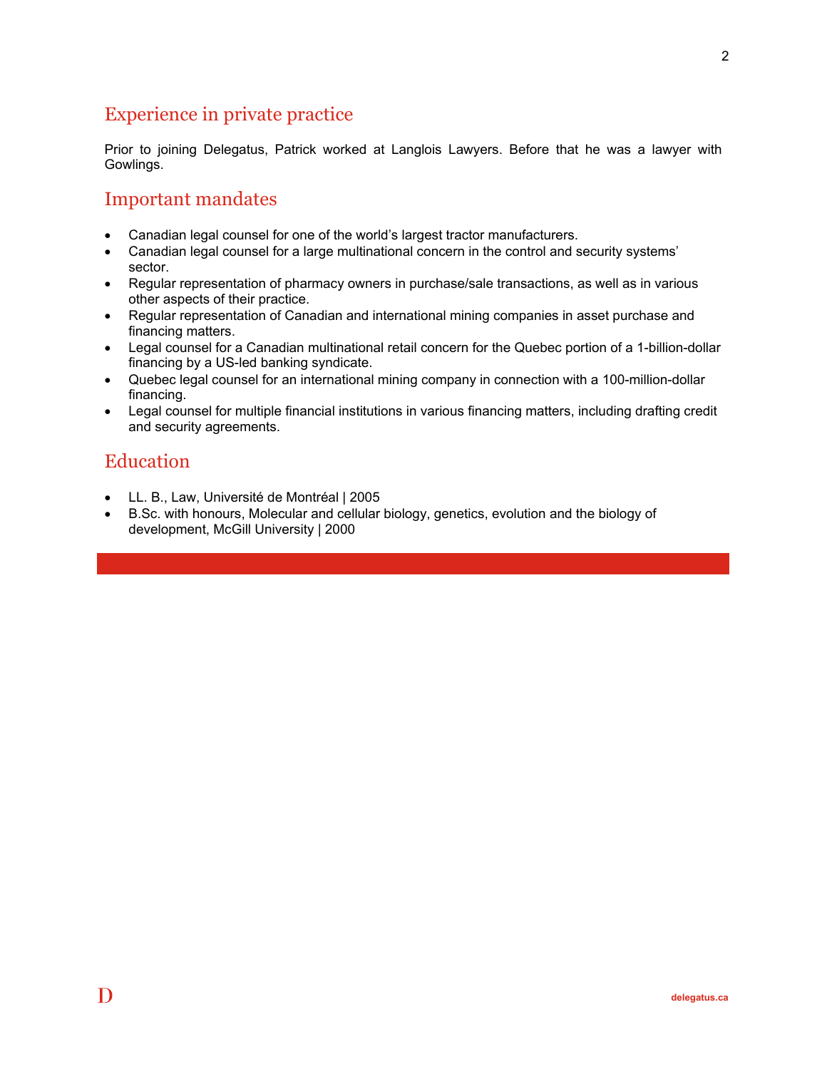## Experience in private practice

Prior to joining Delegatus, Patrick worked at Langlois Lawyers. Before that he was a lawyer with Gowlings.

## Important mandates

- Canadian legal counsel for one of the world's largest tractor manufacturers.
- Canadian legal counsel for a large multinational concern in the control and security systems' sector.
- Regular representation of pharmacy owners in purchase/sale transactions, as well as in various other aspects of their practice.
- Regular representation of Canadian and international mining companies in asset purchase and financing matters.
- Legal counsel for a Canadian multinational retail concern for the Quebec portion of a 1-billion-dollar financing by a US-led banking syndicate.
- Quebec legal counsel for an international mining company in connection with a 100-million-dollar financing.
- Legal counsel for multiple financial institutions in various financing matters, including drafting credit and security agreements.

## Education

- LL. B., Law, Université de Montréal | 2005
- B.Sc. with honours, Molecular and cellular biology, genetics, evolution and the biology of development, McGill University | 2000